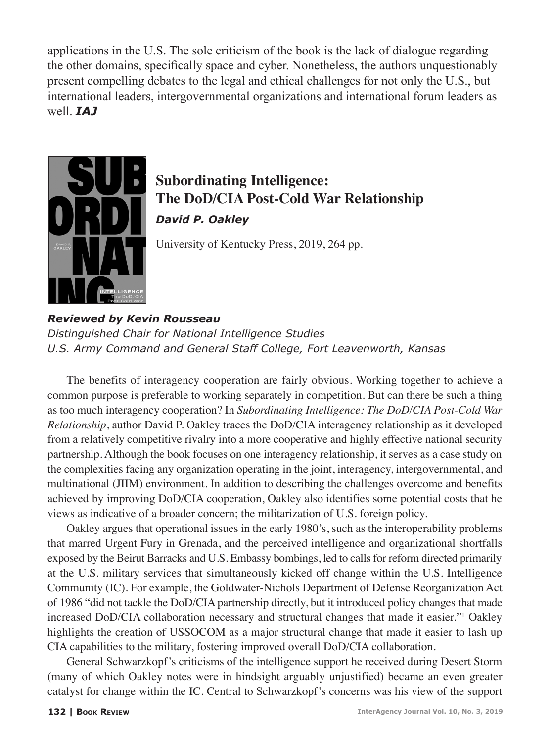applications in the U.S. The sole criticism of the book is the lack of dialogue regarding the other domains, specifically space and cyber. Nonetheless, the authors unquestionably present compelling debates to the legal and ethical challenges for not only the U.S., but international leaders, intergovernmental organizations and international forum leaders as well. ***IAJ***

## Subordinating Intelligence: The DoD/CIA Post-Cold War Relationship

***David P. Oakley***

University of Kentucky Press, 2019, 264 pp.

***Reviewed by Kevin Rousseau***
*Distinguished Chair for National Intelligence Studies*
*U.S. Army Command and General Staff College, Fort Leavenworth, Kansas*

The benefits of interagency cooperation are fairly obvious. Working together to achieve a common purpose is preferable to working separately in competition. But can there be such a thing as too much interagency cooperation? In *Subordinating Intelligence: The DoD/CIA Post-Cold War Relationship*, author David P. Oakley traces the DoD/CIA interagency relationship as it developed from a relatively competitive rivalry into a more cooperative and highly effective national security partnership. Although the book focuses on one interagency relationship, it serves as a case study on the complexities facing any organization operating in the joint, interagency, intergovernmental, and multinational (JIIM) environment. In addition to describing the challenges overcome and benefits achieved by improving DoD/CIA cooperation, Oakley also identifies some potential costs that he views as indicative of a broader concern; the militarization of U.S. foreign policy.

Oakley argues that operational issues in the early 1980's, such as the interoperability problems that marred Urgent Fury in Grenada, and the perceived intelligence and organizational shortfalls exposed by the Beirut Barracks and U.S. Embassy bombings, led to calls for reform directed primarily at the U.S. military services that simultaneously kicked off change within the U.S. Intelligence Community (IC). For example, the Goldwater-Nichols Department of Defense Reorganization Act of 1986 "did not tackle the DoD/CIA partnership directly, but it introduced policy changes that made increased DoD/CIA collaboration necessary and structural changes that made it easier."[1] Oakley highlights the creation of USSOCOM as a major structural change that made it easier to lash up CIA capabilities to the military, fostering improved overall DoD/CIA collaboration.

General Schwarzkopf's criticisms of the intelligence support he received during Desert Storm (many of which Oakley notes were in hindsight arguably unjustified) became an even greater catalyst for change within the IC. Central to Schwarzkopf's concerns was his view of the support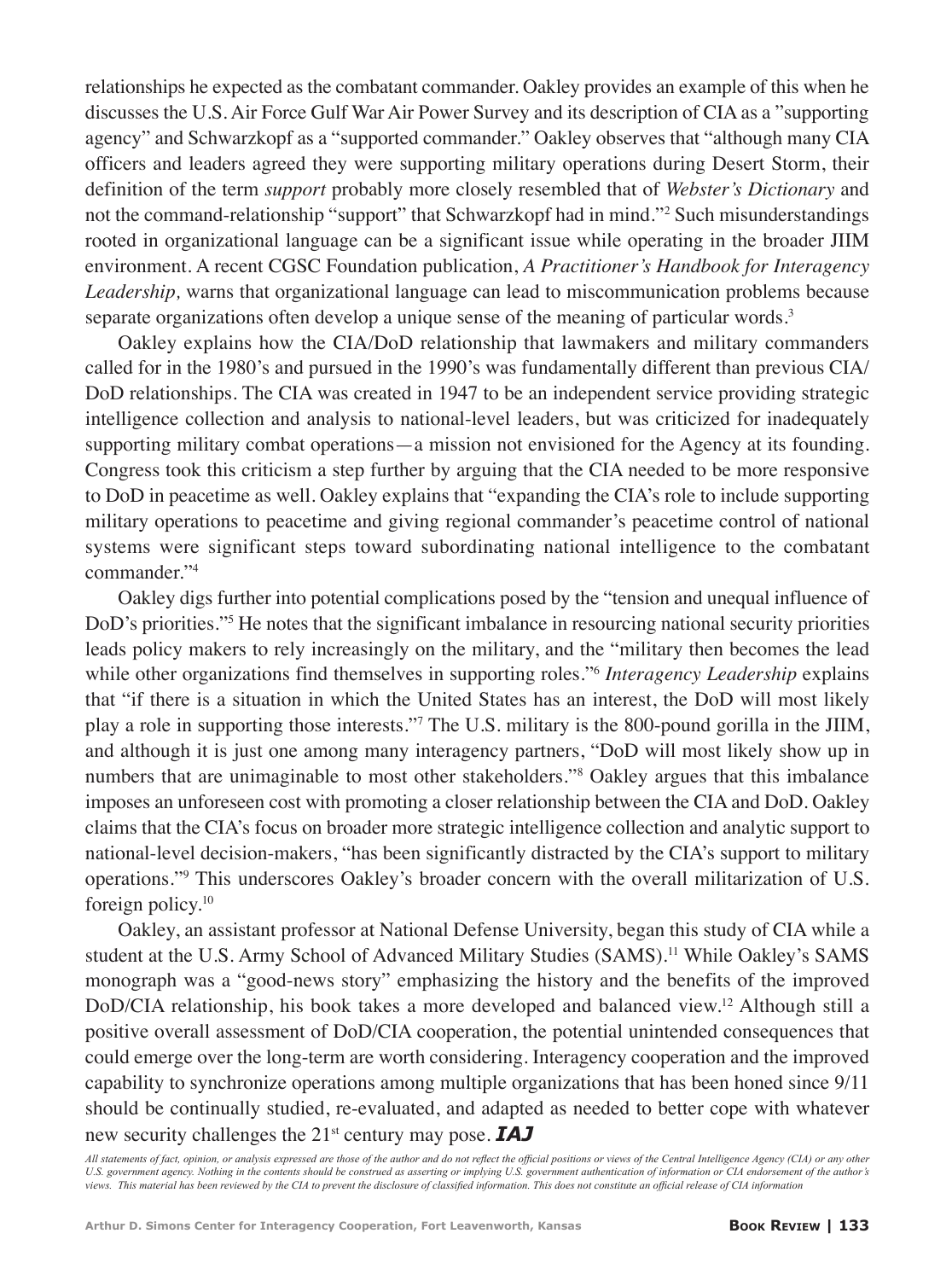relationships he expected as the combatant commander. Oakley provides an example of this when he discusses the U.S. Air Force Gulf War Air Power Survey and its description of CIA as a "supporting agency" and Schwarzkopf as a "supported commander." Oakley observes that "although many CIA officers and leaders agreed they were supporting military operations during Desert Storm, their definition of the term *support* probably more closely resembled that of *Webster's Dictionary* and not the command-relationship "support" that Schwarzkopf had in mind."[2] Such misunderstandings rooted in organizational language can be a significant issue while operating in the broader JIIM environment. A recent CGSC Foundation publication, *A Practitioner's Handbook for Interagency Leadership,* warns that organizational language can lead to miscommunication problems because separate organizations often develop a unique sense of the meaning of particular words.[3]

Oakley explains how the CIA/DoD relationship that lawmakers and military commanders called for in the 1980's and pursued in the 1990's was fundamentally different than previous CIA/DoD relationships. The CIA was created in 1947 to be an independent service providing strategic intelligence collection and analysis to national-level leaders, but was criticized for inadequately supporting military combat operations—a mission not envisioned for the Agency at its founding. Congress took this criticism a step further by arguing that the CIA needed to be more responsive to DoD in peacetime as well. Oakley explains that "expanding the CIA's role to include supporting military operations to peacetime and giving regional commander's peacetime control of national systems were significant steps toward subordinating national intelligence to the combatant commander."[4]

Oakley digs further into potential complications posed by the "tension and unequal influence of DoD's priorities."[5] He notes that the significant imbalance in resourcing national security priorities leads policy makers to rely increasingly on the military, and the "military then becomes the lead while other organizations find themselves in supporting roles."[6] *Interagency Leadership* explains that "if there is a situation in which the United States has an interest, the DoD will most likely play a role in supporting those interests."[7] The U.S. military is the 800-pound gorilla in the JIIM, and although it is just one among many interagency partners, "DoD will most likely show up in numbers that are unimaginable to most other stakeholders."[8] Oakley argues that this imbalance imposes an unforeseen cost with promoting a closer relationship between the CIA and DoD. Oakley claims that the CIA's focus on broader more strategic intelligence collection and analytic support to national-level decision-makers, "has been significantly distracted by the CIA's support to military operations."[9] This underscores Oakley's broader concern with the overall militarization of U.S. foreign policy.[10]

Oakley, an assistant professor at National Defense University, began this study of CIA while a student at the U.S. Army School of Advanced Military Studies (SAMS).[11] While Oakley's SAMS monograph was a "good-news story" emphasizing the history and the benefits of the improved DoD/CIA relationship, his book takes a more developed and balanced view.[12] Although still a positive overall assessment of DoD/CIA cooperation, the potential unintended consequences that could emerge over the long-term are worth considering. Interagency cooperation and the improved capability to synchronize operations among multiple organizations that has been honed since 9/11 should be continually studied, re-evaluated, and adapted as needed to better cope with whatever new security challenges the 21st century may pose. ***IAJ***

*All statements of fact, opinion, or analysis expressed are those of the author and do not reflect the official positions or views of the Central Intelligence Agency (CIA) or any other U.S. government agency. Nothing in the contents should be construed as asserting or implying U.S. government authentication of information or CIA endorsement of the author's views. This material has been reviewed by the CIA to prevent the disclosure of classified information. This does not constitute an official release of CIA information*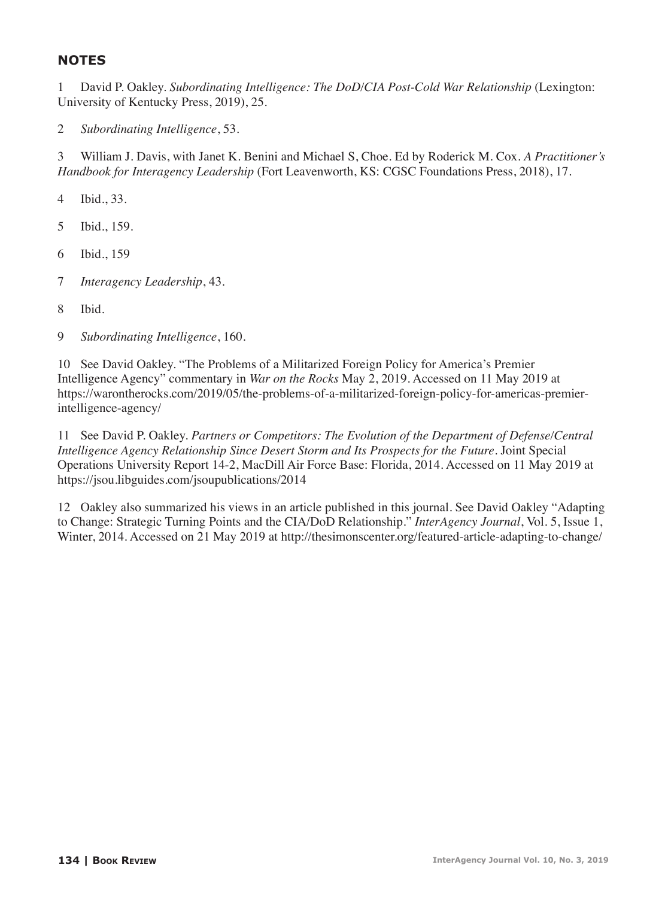## NOTES

1 David P. Oakley. *Subordinating Intelligence: The DoD/CIA Post-Cold War Relationship* (Lexington: University of Kentucky Press, 2019), 25.

2 *Subordinating Intelligence*, 53.

3 William J. Davis, with Janet K. Benini and Michael S, Choe. Ed by Roderick M. Cox. *A Practitioner's Handbook for Interagency Leadership* (Fort Leavenworth, KS: CGSC Foundations Press, 2018), 17.

4 Ibid., 33.

5 Ibid., 159.

6 Ibid., 159

7 *Interagency Leadership*, 43.

8 Ibid.

9 *Subordinating Intelligence*, 160.

10 See David Oakley. "The Problems of a Militarized Foreign Policy for America's Premier Intelligence Agency" commentary in *War on the Rocks* May 2, 2019. Accessed on 11 May 2019 at https://warontherocks.com/2019/05/the-problems-of-a-militarized-foreign-policy-for-americas-premier-intelligence-agency/

11 See David P. Oakley. *Partners or Competitors: The Evolution of the Department of Defense/Central Intelligence Agency Relationship Since Desert Storm and Its Prospects for the Future*. Joint Special Operations University Report 14-2, MacDill Air Force Base: Florida, 2014. Accessed on 11 May 2019 at https://jsou.libguides.com/jsoupublications/2014

12 Oakley also summarized his views in an article published in this journal. See David Oakley "Adapting to Change: Strategic Turning Points and the CIA/DoD Relationship." *InterAgency Journal*, Vol. 5, Issue 1, Winter, 2014. Accessed on 21 May 2019 at http://thesimonscenter.org/featured-article-adapting-to-change/